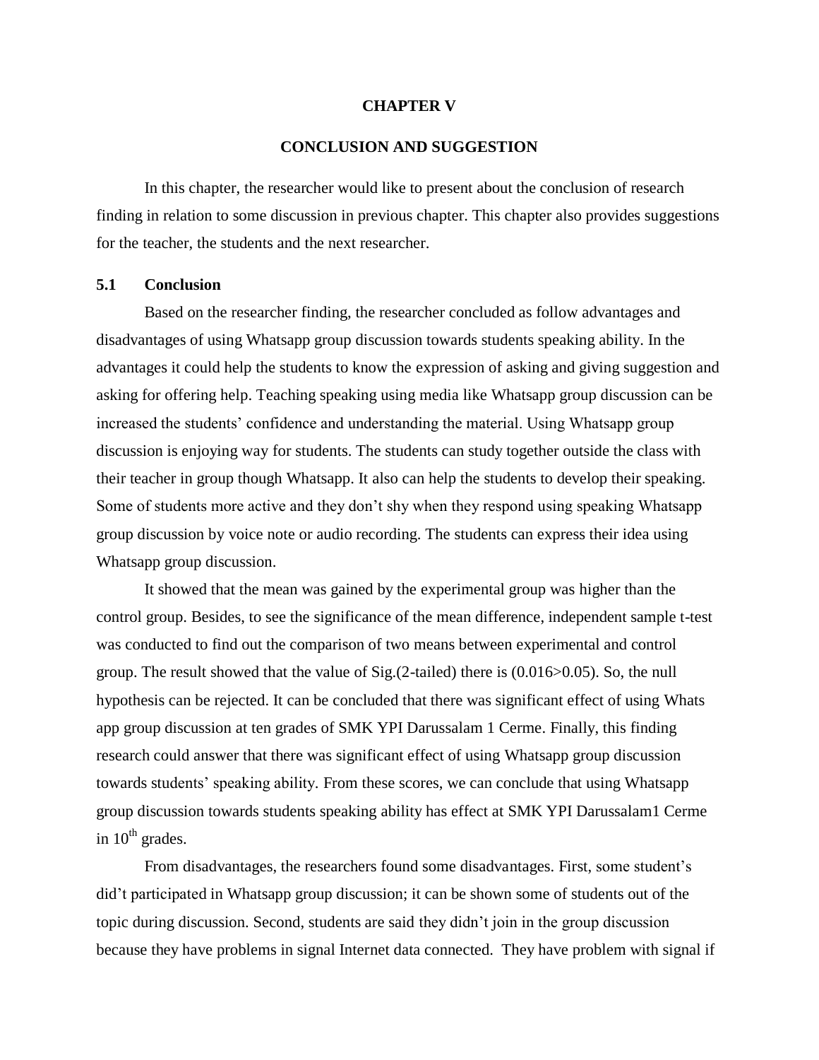# CHAPTER V

# CONCLUSION AND SUGGESTION

In this chapter, the researcher would like to present about the conclusion of research finding in relation to some discussion in previous chapter. This chapter also provides suggestions for the teacher, the students and the next researcher.

## 5.1 Conclusion

Based on the researcher finding, the researcher concluded as follow advantages and disadvantages of using Whatsapp group discussion towards students speaking ability. In the advantages it could help the students to know the expression of asking and giving suggestion and asking for offering help. Teaching speaking using media like Whatsapp group discussion can be increased the students' confidence and understanding the material. Using Whatsapp group discussion is enjoying way for students. The students can study together outside the class with their teacher in group though Whatsapp. It also can help the students to develop their speaking. Some of students more active and they don't shy when they respond using speaking Whatsapp group discussion by voice note or audio recording. The students can express their idea using Whatsapp group discussion.

It showed that the mean was gained by the experimental group was higher than the control group. Besides, to see the significance of the mean difference, independent sample t-test was conducted to find out the comparison of two means between experimental and control group. The result showed that the value of Sig.(2-tailed) there is (0.016>0.05). So, the null hypothesis can be rejected. It can be concluded that there was significant effect of using Whats app group discussion at ten grades of SMK YPI Darussalam 1 Cerme. Finally, this finding research could answer that there was significant effect of using Whatsapp group discussion towards students' speaking ability. From these scores, we can conclude that using Whatsapp group discussion towards students speaking ability has effect at SMK YPI Darussalam1 Cerme in 10th grades.

From disadvantages, the researchers found some disadvantages. First, some student's did't participated in Whatsapp group discussion; it can be shown some of students out of the topic during discussion. Second, students are said they didn't join in the group discussion because they have problems in signal Internet data connected. They have problem with signal if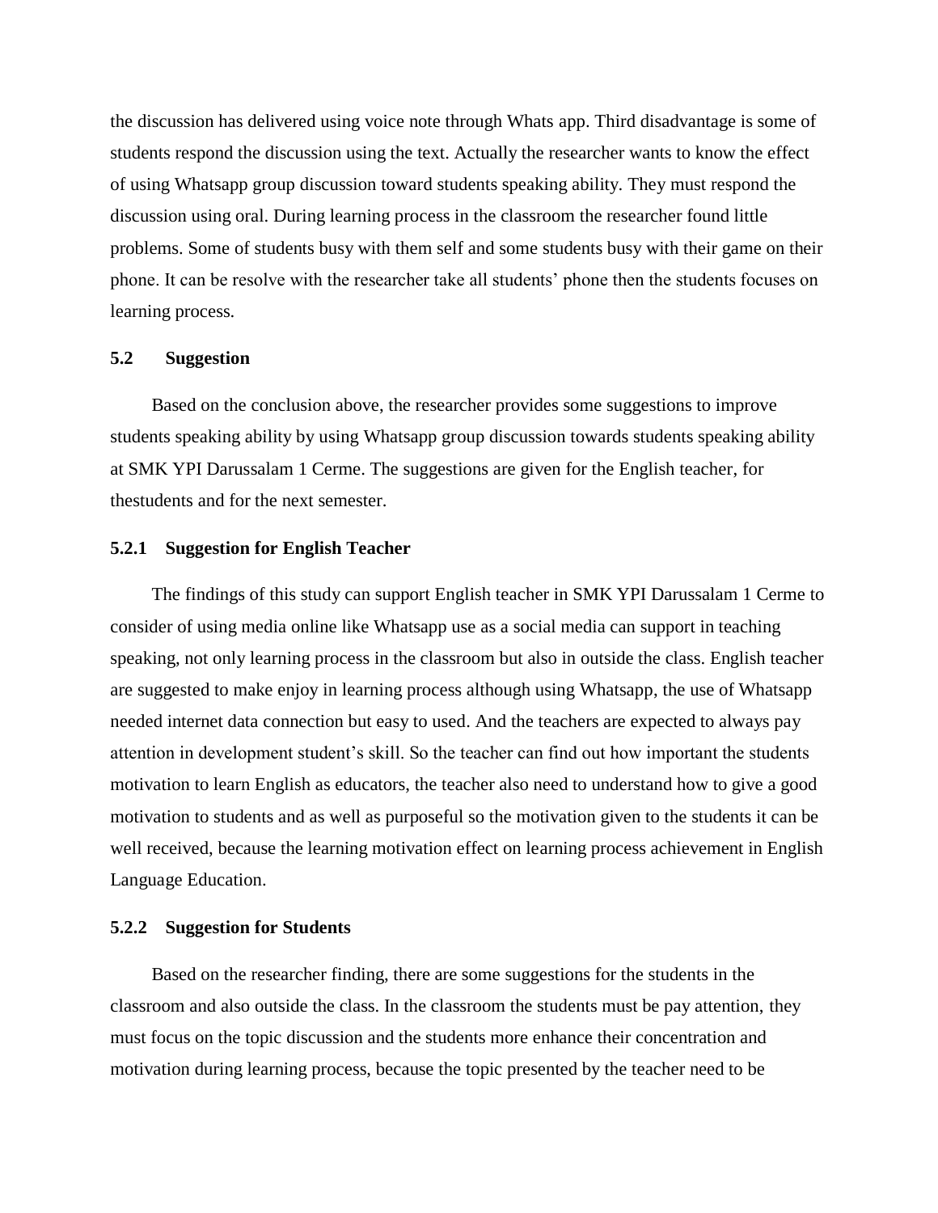the discussion has delivered using voice note through Whats app. Third disadvantage is some of students respond the discussion using the text. Actually the researcher wants to know the effect of using Whatsapp group discussion toward students speaking ability. They must respond the discussion using oral. During learning process in the classroom the researcher found little problems. Some of students busy with them self and some students busy with their game on their phone. It can be resolve with the researcher take all students' phone then the students focuses on learning process.

### 5.2 Suggestion

Based on the conclusion above, the researcher provides some suggestions to improve students speaking ability by using Whatsapp group discussion towards students speaking ability at SMK YPI Darussalam 1 Cerme. The suggestions are given for the English teacher, for thestudents and for the next semester.

#### 5.2.1 Suggestion for English Teacher

The findings of this study can support English teacher in SMK YPI Darussalam 1 Cerme to consider of using media online like Whatsapp use as a social media can support in teaching speaking, not only learning process in the classroom but also in outside the class. English teacher are suggested to make enjoy in learning process although using Whatsapp, the use of Whatsapp needed internet data connection but easy to used. And the teachers are expected to always pay attention in development student's skill. So the teacher can find out how important the students motivation to learn English as educators, the teacher also need to understand how to give a good motivation to students and as well as purposeful so the motivation given to the students it can be well received, because the learning motivation effect on learning process achievement in English Language Education.

#### 5.2.2 Suggestion for Students

Based on the researcher finding, there are some suggestions for the students in the classroom and also outside the class. In the classroom the students must be pay attention, they must focus on the topic discussion and the students more enhance their concentration and motivation during learning process, because the topic presented by the teacher need to be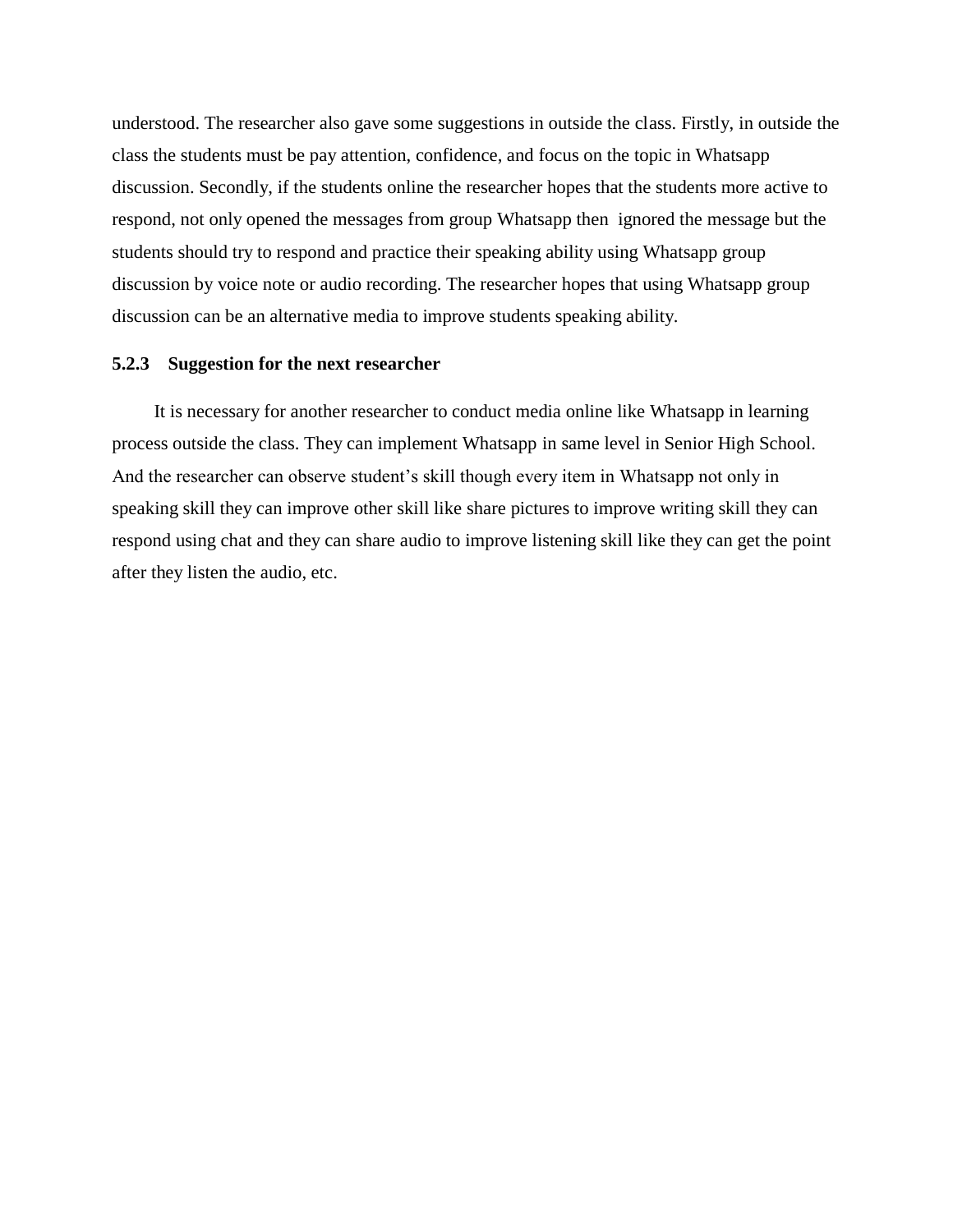understood. The researcher also gave some suggestions in outside the class. Firstly, in outside the class the students must be pay attention, confidence, and focus on the topic in Whatsapp discussion. Secondly, if the students online the researcher hopes that the students more active to respond, not only opened the messages from group Whatsapp then ignored the message but the students should try to respond and practice their speaking ability using Whatsapp group discussion by voice note or audio recording. The researcher hopes that using Whatsapp group discussion can be an alternative media to improve students speaking ability.

### 5.2.3 Suggestion for the next researcher

It is necessary for another researcher to conduct media online like Whatsapp in learning process outside the class. They can implement Whatsapp in same level in Senior High School. And the researcher can observe student's skill though every item in Whatsapp not only in speaking skill they can improve other skill like share pictures to improve writing skill they can respond using chat and they can share audio to improve listening skill like they can get the point after they listen the audio, etc.